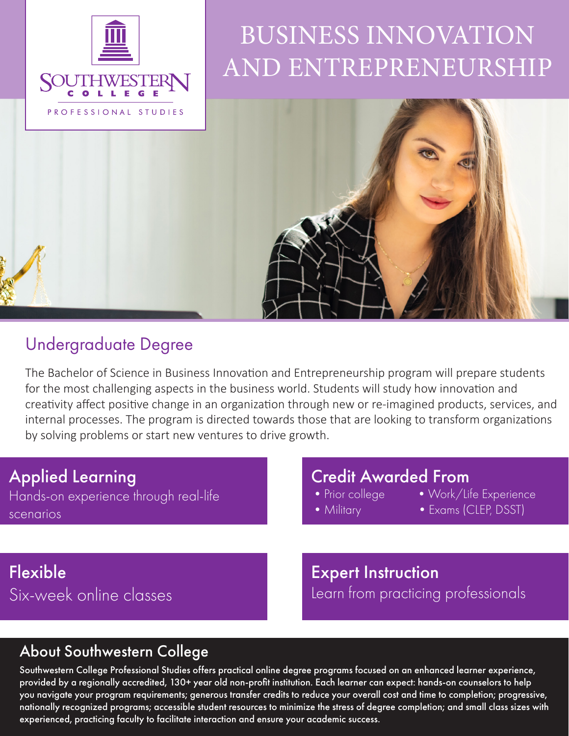SOUTHWESTERN COLLEGE

PROFESSIONAL STUDIES

# BUSINESS INNOVATION AND ENTREPRENEURSHIP

## Undergraduate Degree

The Bachelor of Science in Business Innovation and Entrepreneurship program will prepare students for the most challenging aspects in the business world. Students will study how innovation and creativity affect positive change in an organization through new or re-imagined products, services, and internal processes. The program is directed towards those that are looking to transform organizations by solving problems or start new ventures to drive growth.

### Applied Learning

Hands-on experience through real-life scenarios

### Credit Awarded From

- Prior college
- Military
- Work/Life Experience
- Exams (CLEP, DSST)

### Flexible

Six-week online classes

### Expert Instruction

Learn from practicing professionals

## About Southwestern College

Southwestern College Professional Studies offers practical online degree programs focused on an enhanced learner experience, provided by a regionally accredited, 130+ year old non-profit institution. Each learner can expect: hands-on counselors to help you navigate your program requirements; generous transfer credits to reduce your overall cost and time to completion; progressive, nationally recognized programs; accessible student resources to minimize the stress of degree completion; and small class sizes with experienced, practicing faculty to facilitate interaction and ensure your academic success.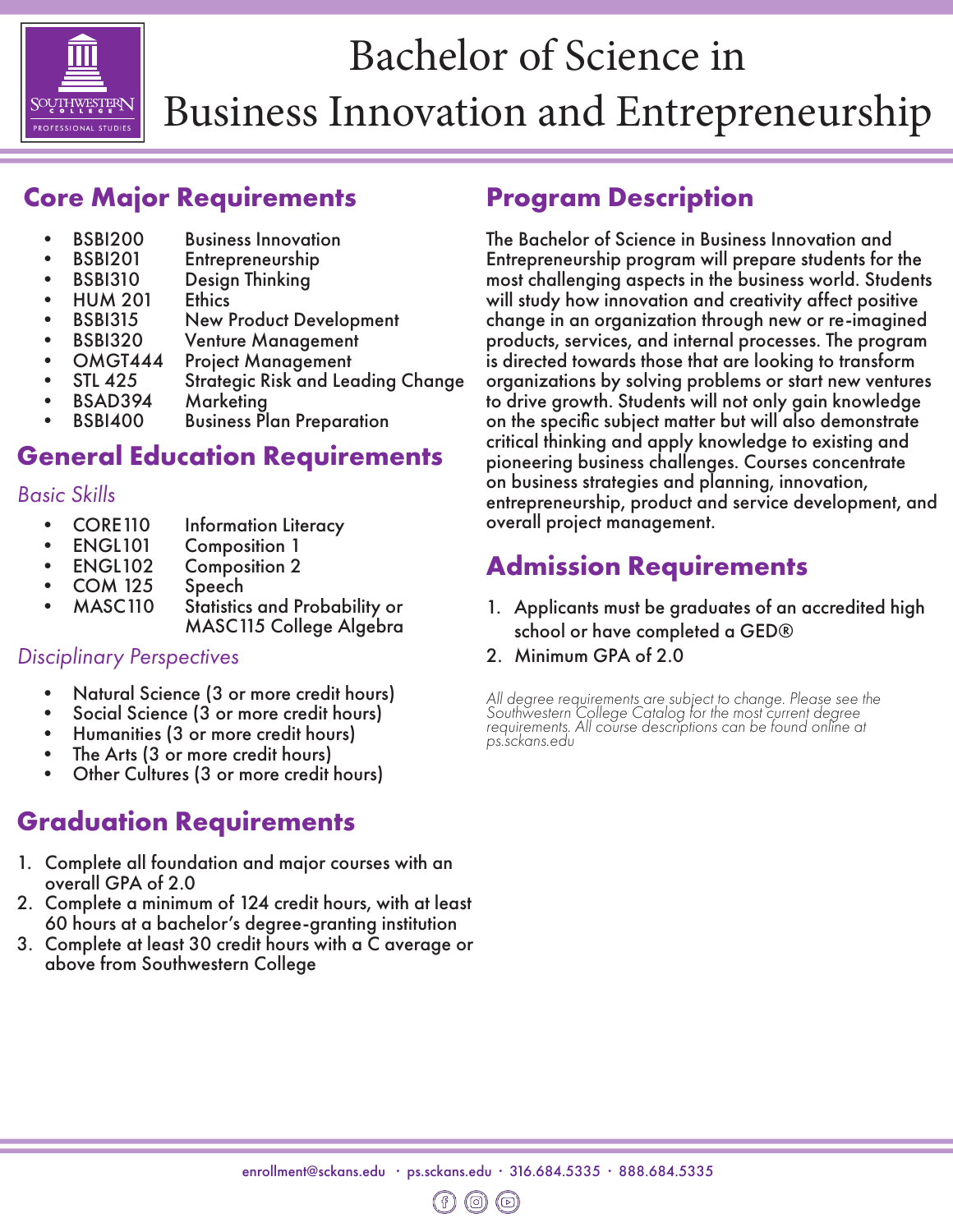# Bachelor of Science in Business Innovation and Entrepreneurship

## Core Major Requirements

- BSBI200 Business Innovation
- BSBI201 Entrepreneurship
- BSBI310 Design Thinking
- HUM 201 Ethics
- BSBI315 New Product Development
- BSBI320 Venture Management
- OMGT444 Project Management
- STL 425 Strategic Risk and Leading Change
- BSAD394 Marketing
- BSBI400 Business Plan Preparation

## General Education Requirements

### *Basic Skills*

- CORE110 Information Literacy
- ENGL101 Composition 1
- ENGL102 Composition 2
- COM 125 Speech
- MASC110 Statistics and Probability or MASC115 College Algebra

### *Disciplinary Perspectives*

- Natural Science (3 or more credit hours)
- Social Science (3 or more credit hours)
- Humanities (3 or more credit hours)
- The Arts (3 or more credit hours)
- Other Cultures (3 or more credit hours)

## Graduation Requirements

1. Complete all foundation and major courses with an overall GPA of 2.0
2. Complete a minimum of 124 credit hours, with at least 60 hours at a bachelor's degree-granting institution
3. Complete at least 30 credit hours with a C average or above from Southwestern College

## Program Description

The Bachelor of Science in Business Innovation and Entrepreneurship program will prepare students for the most challenging aspects in the business world. Students will study how innovation and creativity affect positive change in an organization through new or re-imagined products, services, and internal processes. The program is directed towards those that are looking to transform organizations by solving problems or start new ventures to drive growth. Students will not only gain knowledge on the specific subject matter but will also demonstrate critical thinking and apply knowledge to existing and pioneering business challenges. Courses concentrate on business strategies and planning, innovation, entrepreneurship, product and service development, and overall project management.

## Admission Requirements

1. Applicants must be graduates of an accredited high school or have completed a GED®
2. Minimum GPA of 2.0

*All degree requirements are subject to change. Please see the Southwestern College Catalog for the most current degree requirements. All course descriptions can be found online at ps.sckans.edu*

enrollment@sckans.edu · ps.sckans.edu · 316.684.5335 · 888.684.5335